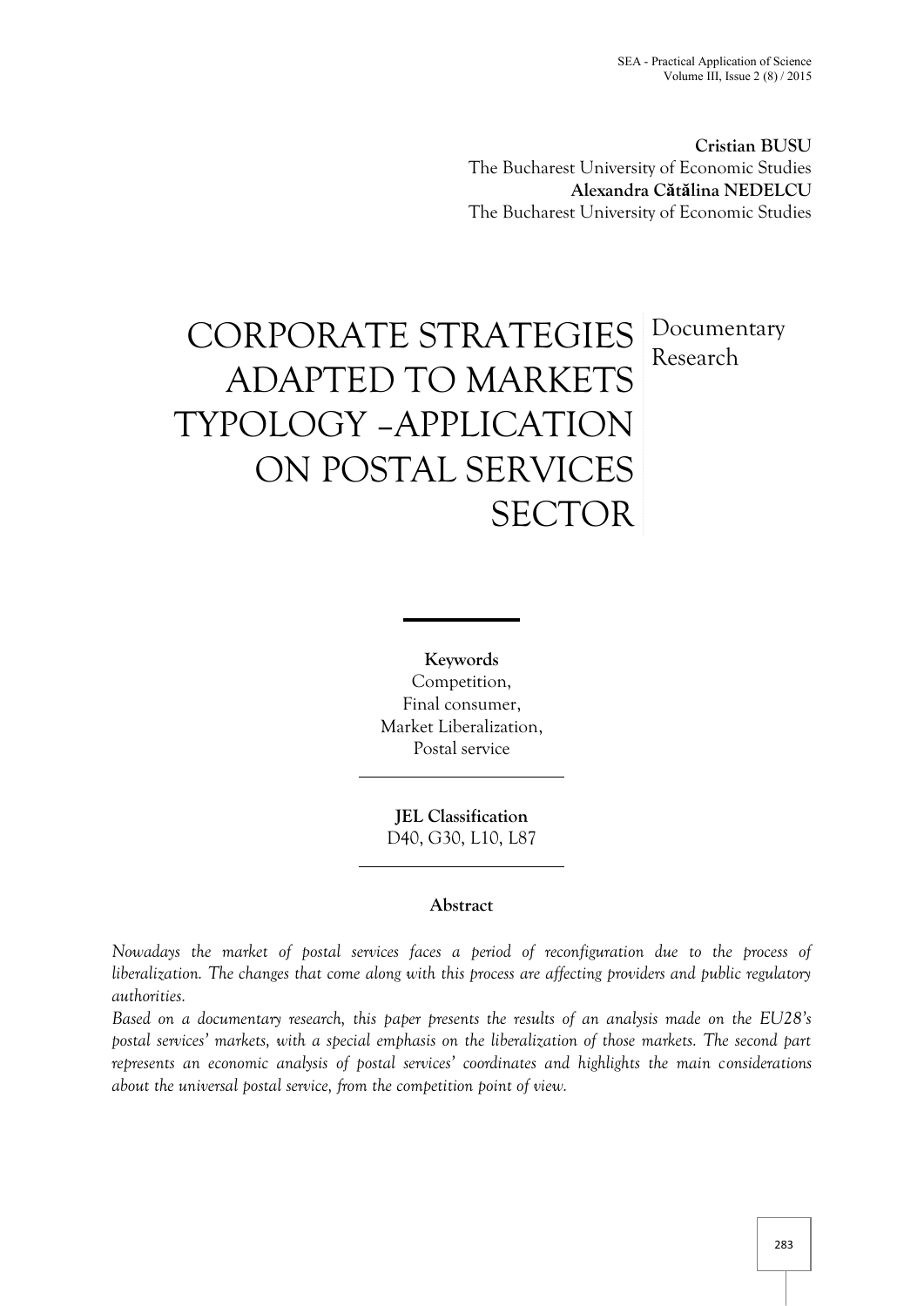**Cristian BUSU**
The Bucharest University of Economic Studies
**Alexandra Cătălina NEDELCU**
The Bucharest University of Economic Studies

# CORPORATE STRATEGIES ADAPTED TO MARKETS TYPOLOGY –APPLICATION ON POSTAL SERVICES SECTOR

Documentary Research

**Keywords**
Competition,
Final consumer,
Market Liberalization,
Postal service

**JEL Classification**
D40, G30, L10, L87

## Abstract

*Nowadays the market of postal services faces a period of reconfiguration due to the process of liberalization. The changes that come along with this process are affecting providers and public regulatory authorities.*

*Based on a documentary research, this paper presents the results of an analysis made on the EU28's postal services' markets, with a special emphasis on the liberalization of those markets. The second part represents an economic analysis of postal services' coordinates and highlights the main considerations about the universal postal service, from the competition point of view.*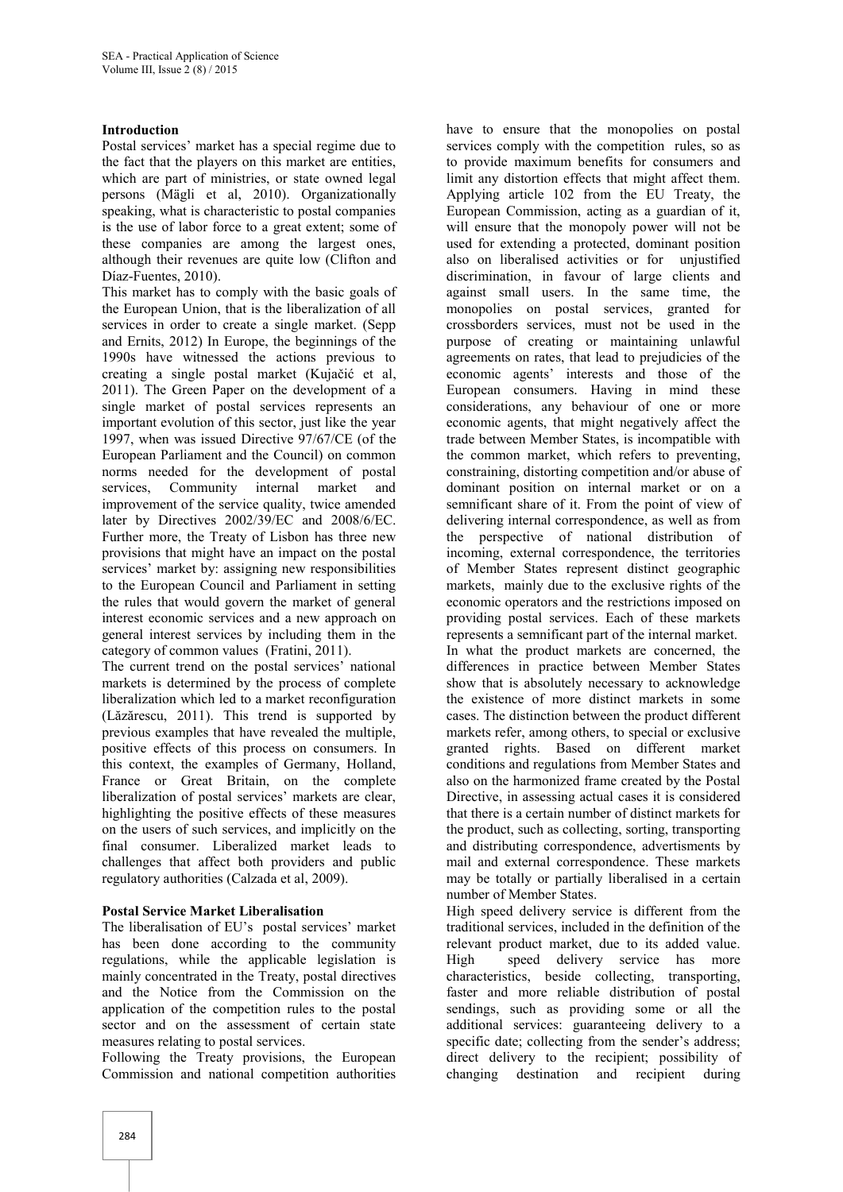**Introduction**

Postal services' market has a special regime due to the fact that the players on this market are entities, which are part of ministries, or state owned legal persons (Mägli et al, 2010). Organizationally speaking, what is characteristic to postal companies is the use of labor force to a great extent; some of these companies are among the largest ones, although their revenues are quite low (Clifton and Díaz-Fuentes, 2010).

This market has to comply with the basic goals of the European Union, that is the liberalization of all services in order to create a single market. (Sepp and Ernits, 2012) In Europe, the beginnings of the 1990s have witnessed the actions previous to creating a single postal market (Kujačić et al, 2011). The Green Paper on the development of a single market of postal services represents an important evolution of this sector, just like the year 1997, when was issued Directive 97/67/CE (of the European Parliament and the Council) on common norms needed for the development of postal services, Community internal market and improvement of the service quality, twice amended later by Directives 2002/39/EC and 2008/6/EC. Further more, the Treaty of Lisbon has three new provisions that might have an impact on the postal services' market by: assigning new responsibilities to the European Council and Parliament in setting the rules that would govern the market of general interest economic services and a new approach on general interest services by including them in the category of common values (Fratini, 2011).

The current trend on the postal services' national markets is determined by the process of complete liberalization which led to a market reconfiguration (Lăzărescu, 2011). This trend is supported by previous examples that have revealed the multiple, positive effects of this process on consumers. In this context, the examples of Germany, Holland, France or Great Britain, on the complete liberalization of postal services' markets are clear, highlighting the positive effects of these measures on the users of such services, and implicitly on the final consumer. Liberalized market leads to challenges that affect both providers and public regulatory authorities (Calzada et al, 2009).

**Postal Service Market Liberalisation**

The liberalisation of EU's postal services' market has been done according to the community regulations, while the applicable legislation is mainly concentrated in the Treaty, postal directives and the Notice from the Commission on the application of the competition rules to the postal sector and on the assessment of certain state measures relating to postal services.

Following the Treaty provisions, the European Commission and national competition authorities have to ensure that the monopolies on postal services comply with the competition rules, so as to provide maximum benefits for consumers and limit any distortion effects that might affect them. Applying article 102 from the EU Treaty, the European Commission, acting as a guardian of it, will ensure that the monopoly power will not be used for extending a protected, dominant position also on liberalised activities or for unjustified discrimination, in favour of large clients and against small users. In the same time, the monopolies on postal services, granted for crossborders services, must not be used in the purpose of creating or maintaining unlawful agreements on rates, that lead to prejudicies of the economic agents' interests and those of the European consumers. Having in mind these considerations, any behaviour of one or more economic agents, that might negatively affect the trade between Member States, is incompatible with the common market, which refers to preventing, constraining, distorting competition and/or abuse of dominant position on internal market or on a semnificant share of it. From the point of view of delivering internal correspondence, as well as from the perspective of national distribution of incoming, external correspondence, the territories of Member States represent distinct geographic markets, mainly due to the exclusive rights of the economic operators and the restrictions imposed on providing postal services. Each of these markets represents a semnificant part of the internal market.

In what the product markets are concerned, the differences in practice between Member States show that is absolutely necessary to acknowledge the existence of more distinct markets in some cases. The distinction between the product different markets refer, among others, to special or exclusive granted rights. Based on different market conditions and regulations from Member States and also on the harmonized frame created by the Postal Directive, in assessing actual cases it is considered that there is a certain number of distinct markets for the product, such as collecting, sorting, transporting and distributing correspondence, advertisments by mail and external correspondence. These markets may be totally or partially liberalised in a certain number of Member States.

High speed delivery service is different from the traditional services, included in the definition of the relevant product market, due to its added value. High speed delivery service has more characteristics, beside collecting, transporting, faster and more reliable distribution of postal sendings, such as providing some or all the additional services: guaranteeing delivery to a specific date; collecting from the sender's address; direct delivery to the recipient; possibility of changing destination and recipient during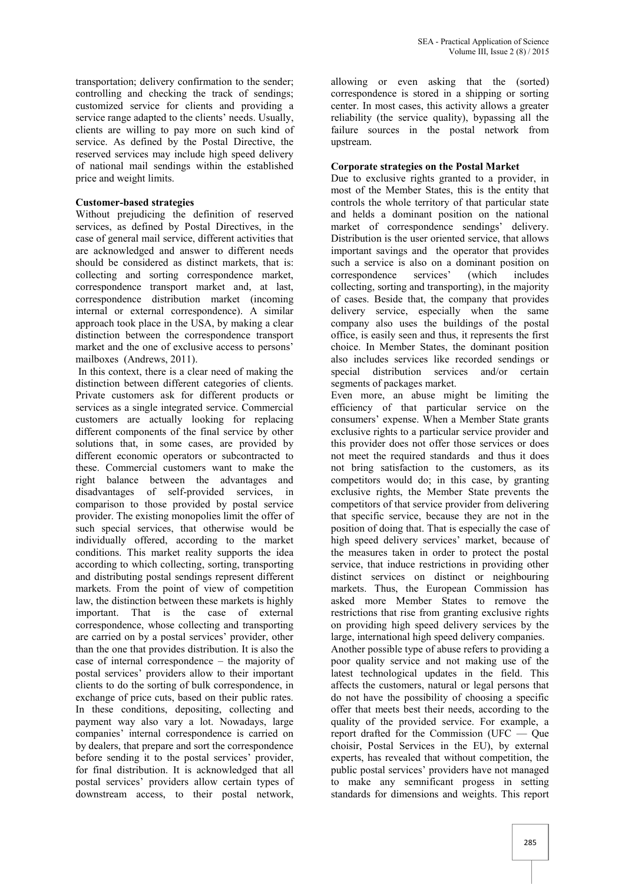transportation; delivery confirmation to the sender; controlling and checking the track of sendings; customized service for clients and providing a service range adapted to the clients' needs. Usually, clients are willing to pay more on such kind of service. As defined by the Postal Directive, the reserved services may include high speed delivery of national mail sendings within the established price and weight limits.

**Customer-based strategies**

Without prejudicing the definition of reserved services, as defined by Postal Directives, in the case of general mail service, different activities that are acknowledged and answer to different needs should be considered as distinct markets, that is: collecting and sorting correspondence market, correspondence transport market and, at last, correspondence distribution market (incoming internal or external correspondence). A similar approach took place in the USA, by making a clear distinction between the correspondence transport market and the one of exclusive access to persons' mailboxes (Andrews, 2011).

In this context, there is a clear need of making the distinction between different categories of clients. Private customers ask for different products or services as a single integrated service. Commercial customers are actually looking for replacing different components of the final service by other solutions that, in some cases, are provided by different economic operators or subcontracted to these. Commercial customers want to make the right balance between the advantages and disadvantages of self-provided services, in comparison to those provided by postal service provider. The existing monopolies limit the offer of such special services, that otherwise would be individually offered, according to the market conditions. This market reality supports the idea according to which collecting, sorting, transporting and distributing postal sendings represent different markets. From the point of view of competition law, the distinction between these markets is highly important. That is the case of external correspondence, whose collecting and transporting are carried on by a postal services' provider, other than the one that provides distribution. It is also the case of internal correspondence – the majority of postal services' providers allow to their important clients to do the sorting of bulk correspondence, in exchange of price cuts, based on their public rates. In these conditions, depositing, collecting and payment way also vary a lot. Nowadays, large companies' internal correspondence is carried on by dealers, that prepare and sort the correspondence before sending it to the postal services' provider, for final distribution. It is acknowledged that all postal services' providers allow certain types of downstream access, to their postal network, allowing or even asking that the (sorted) correspondence is stored in a shipping or sorting center. In most cases, this activity allows a greater reliability (the service quality), bypassing all the failure sources in the postal network from upstream.

**Corporate strategies on the Postal Market**

Due to exclusive rights granted to a provider, in most of the Member States, this is the entity that controls the whole territory of that particular state and helds a dominant position on the national market of correspondence sendings' delivery. Distribution is the user oriented service, that allows important savings and the operator that provides such a service is also on a dominant position on correspondence services' (which includes collecting, sorting and transporting), in the majority of cases. Beside that, the company that provides delivery service, especially when the same company also uses the buildings of the postal office, is easily seen and thus, it represents the first choice. In Member States, the dominant position also includes services like recorded sendings or special distribution services and/or certain segments of packages market.

Even more, an abuse might be limiting the efficiency of that particular service on the consumers' expense. When a Member State grants exclusive rights to a particular service provider and this provider does not offer those services or does not meet the required standards and thus it does not bring satisfaction to the customers, as its competitors would do; in this case, by granting exclusive rights, the Member State prevents the competitors of that service provider from delivering that specific service, because they are not in the position of doing that. That is especially the case of high speed delivery services' market, because of the measures taken in order to protect the postal service, that induce restrictions in providing other distinct services on distinct or neighbouring markets. Thus, the European Commission has asked more Member States to remove the restrictions that rise from granting exclusive rights on providing high speed delivery services by the large, international high speed delivery companies.

Another possible type of abuse refers to providing a poor quality service and not making use of the latest technological updates in the field. This affects the customers, natural or legal persons that do not have the possibility of choosing a specific offer that meets best their needs, according to the quality of the provided service. For example, a report drafted for the Commission (UFC — Que choisir, Postal Services in the EU), by external experts, has revealed that without competition, the public postal services' providers have not managed to make any semnificant progess in setting standards for dimensions and weights. This report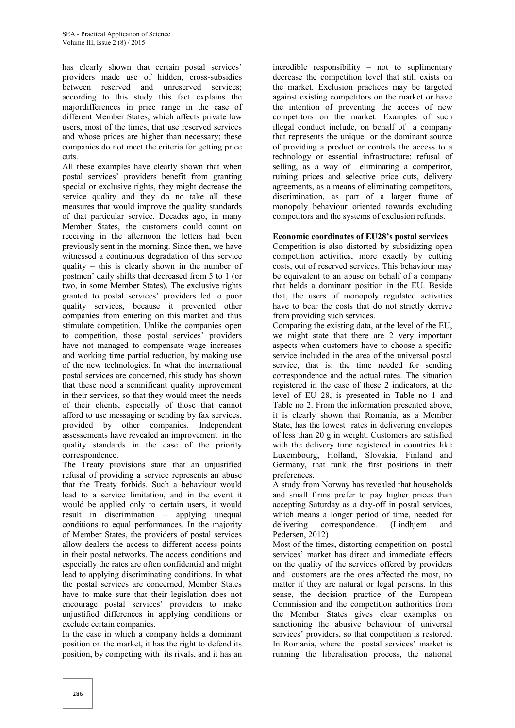has clearly shown that certain postal services' providers made use of hidden, cross-subsidies between reserved and unreserved services; according to this study this fact explains the majordifferences in price range in the case of different Member States, which affects private law users, most of the times, that use reserved services and whose prices are higher than necessary; these companies do not meet the criteria for getting price cuts.

All these examples have clearly shown that when postal services' providers benefit from granting special or exclusive rights, they might decrease the service quality and they do no take all these measures that would improve the quality standards of that particular service. Decades ago, in many Member States, the customers could count on receiving in the afternoon the letters had been previously sent in the morning. Since then, we have witnessed a continuous degradation of this service quality – this is clearly shown in the number of postmen' daily shifts that decreased from 5 to 1 (or two, in some Member States). The exclusive rights granted to postal services' providers led to poor quality services, because it prevented other companies from entering on this market and thus stimulate competition. Unlike the companies open to competition, those postal services' providers have not managed to compensate wage increases and working time partial reduction, by making use of the new technologies. In what the international postal services are concerned, this study has shown that these need a semnificant quality inprovement in their services, so that they would meet the needs of their clients, especially of those that cannot afford to use messaging or sending by fax services, provided by other companies. Independent assessements have revealed an improvement in the quality standards in the case of the priority correspondence.

The Treaty provisions state that an unjustified refusal of providing a service represents an abuse that the Treaty forbids. Such a behaviour would lead to a service limitation, and in the event it would be applied only to certain users, it would result in discrimination – applying unequal conditions to equal performances. In the majority of Member States, the providers of postal services allow dealers the access to different access points in their postal networks. The access conditions and especially the rates are often confidential and might lead to applying discriminating conditions. In what the postal services are concerned, Member States have to make sure that their legislation does not encourage postal services' providers to make unjustified differences in applying conditions or exclude certain companies.

In the case in which a company helds a dominant position on the market, it has the right to defend its position, by competing with its rivals, and it has an incredible responsibility – not to suplimentary decrease the competition level that still exists on the market. Exclusion practices may be targeted against existing competitors on the market or have the intention of preventing the access of new competitors on the market. Examples of such illegal conduct include, on behalf of a company that represents the unique or the dominant source of providing a product or controls the access to a technology or essential infrastructure: refusal of selling, as a way of eliminating a competitor, ruining prices and selective price cuts, delivery agreements, as a means of eliminating competitors, discrimination, as part of a larger frame of monopoly behaviour oriented towards excluding competitors and the systems of exclusion refunds.

**Economic coordinates of EU28's postal services**

Competition is also distorted by subsidizing open competition activities, more exactly by cutting costs, out of reserved services. This behaviour may be equivalent to an abuse on behalf of a company that helds a dominant position in the EU. Beside that, the users of monopoly regulated activities have to bear the costs that do not strictly derrive from providing such services.

Comparing the existing data, at the level of the EU, we might state that there are 2 very important aspects when customers have to choose a specific service included in the area of the universal postal service, that is: the time needed for sending correspondence and the actual rates. The situation registered in the case of these 2 indicators, at the level of EU 28, is presented in Table no 1 and Table no 2. From the information presented above, it is clearly shown that Romania, as a Member State, has the lowest rates in delivering envelopes of less than 20 g in weight. Customers are satisfied with the delivery time registered in countries like Luxembourg, Holland, Slovakia, Finland and Germany, that rank the first positions in their preferences.

A study from Norway has revealed that households and small firms prefer to pay higher prices than accepting Saturday as a day-off in postal services, which means a longer period of time, needed for delivering correspondence. (Lindhjem and Pedersen, 2012)

Most of the times, distorting competition on postal services' market has direct and immediate effects on the quality of the services offered by providers and customers are the ones affected the most, no matter if they are natural or legal persons. In this sense, the decision practice of the European Commission and the competition authorities from the Member States gives clear examples on sanctioning the abusive behaviour of universal services' providers, so that competition is restored. In Romania, where the postal services' market is running the liberalisation process, the national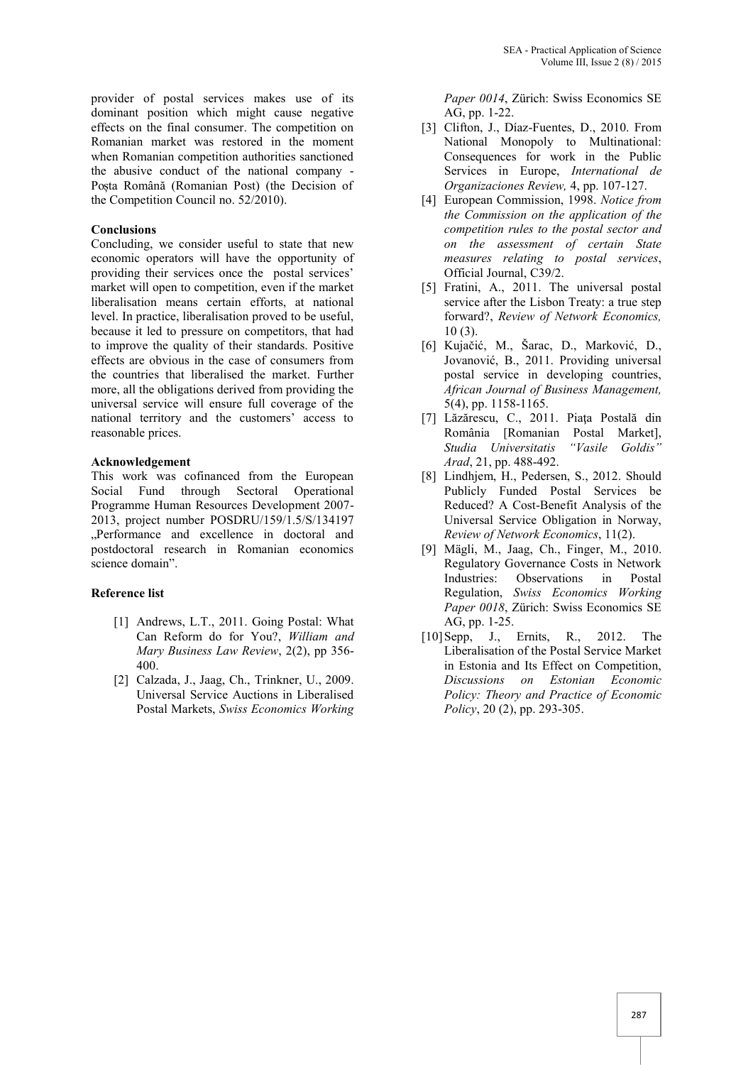provider of postal services makes use of its dominant position which might cause negative effects on the final consumer. The competition on Romanian market was restored in the moment when Romanian competition authorities sanctioned the abusive conduct of the national company - Poșta Română (Romanian Post) (the Decision of the Competition Council no. 52/2010).

**Conclusions**

Concluding, we consider useful to state that new economic operators will have the opportunity of providing their services once the postal services' market will open to competition, even if the market liberalisation means certain efforts, at national level. In practice, liberalisation proved to be useful, because it led to pressure on competitors, that had to improve the quality of their standards. Positive effects are obvious in the case of consumers from the countries that liberalised the market. Further more, all the obligations derived from providing the universal service will ensure full coverage of the national territory and the customers' access to reasonable prices.

**Acknowledgement**

This work was cofinanced from the European Social Fund through Sectoral Operational Programme Human Resources Development 2007-2013, project number POSDRU/159/1.5/S/134197 „Performance and excellence in doctoral and postdoctoral research in Romanian economics science domain".

**Reference list**

[1] Andrews, L.T., 2011. Going Postal: What Can Reform do for You?, *William and Mary Business Law Review*, 2(2), pp 356-400.

[2] Calzada, J., Jaag, Ch., Trinkner, U., 2009. Universal Service Auctions in Liberalised Postal Markets, *Swiss Economics Working Paper 0014*, Zürich: Swiss Economics SE AG, pp. 1-22.

[3] Clifton, J., Díaz-Fuentes, D., 2010. From National Monopoly to Multinational: Consequences for work in the Public Services in Europe, *International de Organizaciones Review,* 4, pp. 107-127.

[4] European Commission, 1998. *Notice from the Commission on the application of the competition rules to the postal sector and on the assessment of certain State measures relating to postal services*, Official Journal, C39/2.

[5] Fratini, A., 2011. The universal postal service after the Lisbon Treaty: a true step forward?, *Review of Network Economics,* 10 (3).

[6] Kujačić, M., Šarac, D., Marković, D., Jovanović, B., 2011. Providing universal postal service in developing countries, *African Journal of Business Management,* 5(4), pp. 1158-1165.

[7] Lăzărescu, C., 2011. Piața Postală din România [Romanian Postal Market], *Studia Universitatis "Vasile Goldis" Arad*, 21, pp. 488-492.

[8] Lindhjem, H., Pedersen, S., 2012. Should Publicly Funded Postal Services be Reduced? A Cost-Benefit Analysis of the Universal Service Obligation in Norway, *Review of Network Economics*, 11(2).

[9] Mägli, M., Jaag, Ch., Finger, M., 2010. Regulatory Governance Costs in Network Industries: Observations in Postal Regulation, *Swiss Economics Working Paper 0018*, Zürich: Swiss Economics SE AG, pp. 1-25.

[10] Sepp, J., Ernits, R., 2012. The Liberalisation of the Postal Service Market in Estonia and Its Effect on Competition, *Discussions on Estonian Economic Policy: Theory and Practice of Economic Policy*, 20 (2), pp. 293-305.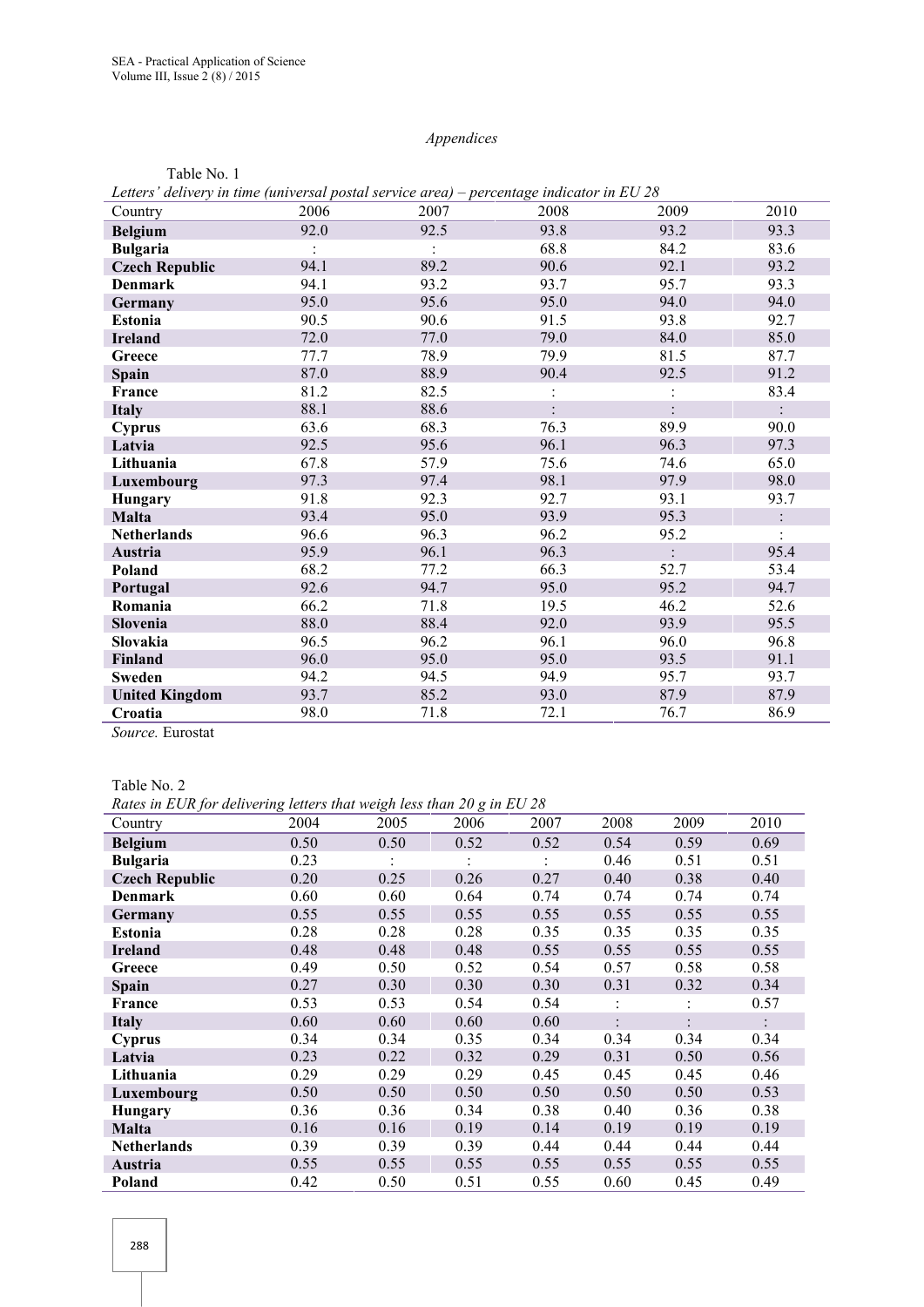*Appendices*

Table No. 1

*Letters' delivery in time (universal postal service area) – percentage indicator in EU 28*

| Country | 2006 | 2007 | 2008 | 2009 | 2010 |
|---|---|---|---|---|---|
| **Belgium** | 92.0 | 92.5 | 93.8 | 93.2 | 93.3 |
| **Bulgaria** | : | : | 68.8 | 84.2 | 83.6 |
| **Czech Republic** | 94.1 | 89.2 | 90.6 | 92.1 | 93.2 |
| **Denmark** | 94.1 | 93.2 | 93.7 | 95.7 | 93.3 |
| **Germany** | 95.0 | 95.6 | 95.0 | 94.0 | 94.0 |
| **Estonia** | 90.5 | 90.6 | 91.5 | 93.8 | 92.7 |
| **Ireland** | 72.0 | 77.0 | 79.0 | 84.0 | 85.0 |
| **Greece** | 77.7 | 78.9 | 79.9 | 81.5 | 87.7 |
| **Spain** | 87.0 | 88.9 | 90.4 | 92.5 | 91.2 |
| **France** | 81.2 | 82.5 | : | : | 83.4 |
| **Italy** | 88.1 | 88.6 | : | : | : |
| **Cyprus** | 63.6 | 68.3 | 76.3 | 89.9 | 90.0 |
| **Latvia** | 92.5 | 95.6 | 96.1 | 96.3 | 97.3 |
| **Lithuania** | 67.8 | 57.9 | 75.6 | 74.6 | 65.0 |
| **Luxembourg** | 97.3 | 97.4 | 98.1 | 97.9 | 98.0 |
| **Hungary** | 91.8 | 92.3 | 92.7 | 93.1 | 93.7 |
| **Malta** | 93.4 | 95.0 | 93.9 | 95.3 | : |
| **Netherlands** | 96.6 | 96.3 | 96.2 | 95.2 | : |
| **Austria** | 95.9 | 96.1 | 96.3 | : | 95.4 |
| **Poland** | 68.2 | 77.2 | 66.3 | 52.7 | 53.4 |
| **Portugal** | 92.6 | 94.7 | 95.0 | 95.2 | 94.7 |
| **Romania** | 66.2 | 71.8 | 19.5 | 46.2 | 52.6 |
| **Slovenia** | 88.0 | 88.4 | 92.0 | 93.9 | 95.5 |
| **Slovakia** | 96.5 | 96.2 | 96.1 | 96.0 | 96.8 |
| **Finland** | 96.0 | 95.0 | 95.0 | 93.5 | 91.1 |
| **Sweden** | 94.2 | 94.5 | 94.9 | 95.7 | 93.7 |
| **United Kingdom** | 93.7 | 85.2 | 93.0 | 87.9 | 87.9 |
| **Croatia** | 98.0 | 71.8 | 72.1 | 76.7 | 86.9 |

*Source.* Eurostat

Table No. 2

*Rates in EUR for delivering letters that weigh less than 20 g in EU 28*

| Country | 2004 | 2005 | 2006 | 2007 | 2008 | 2009 | 2010 |
|---|---|---|---|---|---|---|---|
| **Belgium** | 0.50 | 0.50 | 0.52 | 0.52 | 0.54 | 0.59 | 0.69 |
| **Bulgaria** | 0.23 | : | : | : | 0.46 | 0.51 | 0.51 |
| **Czech Republic** | 0.20 | 0.25 | 0.26 | 0.27 | 0.40 | 0.38 | 0.40 |
| **Denmark** | 0.60 | 0.60 | 0.64 | 0.74 | 0.74 | 0.74 | 0.74 |
| **Germany** | 0.55 | 0.55 | 0.55 | 0.55 | 0.55 | 0.55 | 0.55 |
| **Estonia** | 0.28 | 0.28 | 0.28 | 0.35 | 0.35 | 0.35 | 0.35 |
| **Ireland** | 0.48 | 0.48 | 0.48 | 0.55 | 0.55 | 0.55 | 0.55 |
| **Greece** | 0.49 | 0.50 | 0.52 | 0.54 | 0.57 | 0.58 | 0.58 |
| **Spain** | 0.27 | 0.30 | 0.30 | 0.30 | 0.31 | 0.32 | 0.34 |
| **France** | 0.53 | 0.53 | 0.54 | 0.54 | : | : | 0.57 |
| **Italy** | 0.60 | 0.60 | 0.60 | 0.60 | : | : | : |
| **Cyprus** | 0.34 | 0.34 | 0.35 | 0.34 | 0.34 | 0.34 | 0.34 |
| **Latvia** | 0.23 | 0.22 | 0.32 | 0.29 | 0.31 | 0.50 | 0.56 |
| **Lithuania** | 0.29 | 0.29 | 0.29 | 0.45 | 0.45 | 0.45 | 0.46 |
| **Luxembourg** | 0.50 | 0.50 | 0.50 | 0.50 | 0.50 | 0.50 | 0.53 |
| **Hungary** | 0.36 | 0.36 | 0.34 | 0.38 | 0.40 | 0.36 | 0.38 |
| **Malta** | 0.16 | 0.16 | 0.19 | 0.14 | 0.19 | 0.19 | 0.19 |
| **Netherlands** | 0.39 | 0.39 | 0.39 | 0.44 | 0.44 | 0.44 | 0.44 |
| **Austria** | 0.55 | 0.55 | 0.55 | 0.55 | 0.55 | 0.55 | 0.55 |
| **Poland** | 0.42 | 0.50 | 0.51 | 0.55 | 0.60 | 0.45 | 0.49 |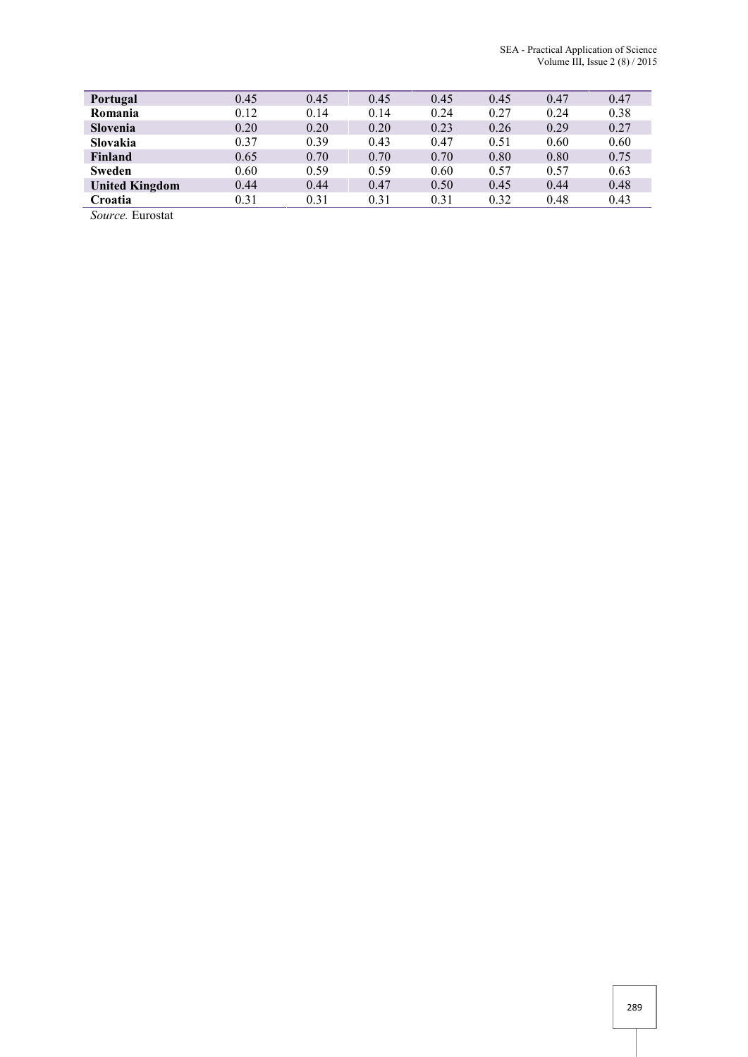| | | | | | | | |
|---|---|---|---|---|---|---|---|
| **Portugal** | 0.45 | 0.45 | 0.45 | 0.45 | 0.45 | 0.47 | 0.47 |
| **Romania** | 0.12 | 0.14 | 0.14 | 0.24 | 0.27 | 0.24 | 0.38 |
| **Slovenia** | 0.20 | 0.20 | 0.20 | 0.23 | 0.26 | 0.29 | 0.27 |
| **Slovakia** | 0.37 | 0.39 | 0.43 | 0.47 | 0.51 | 0.60 | 0.60 |
| **Finland** | 0.65 | 0.70 | 0.70 | 0.70 | 0.80 | 0.80 | 0.75 |
| **Sweden** | 0.60 | 0.59 | 0.59 | 0.60 | 0.57 | 0.57 | 0.63 |
| **United Kingdom** | 0.44 | 0.44 | 0.47 | 0.50 | 0.45 | 0.44 | 0.48 |
| **Croatia** | 0.31 | 0.31 | 0.31 | 0.31 | 0.32 | 0.48 | 0.43 |

*Source.* Eurostat